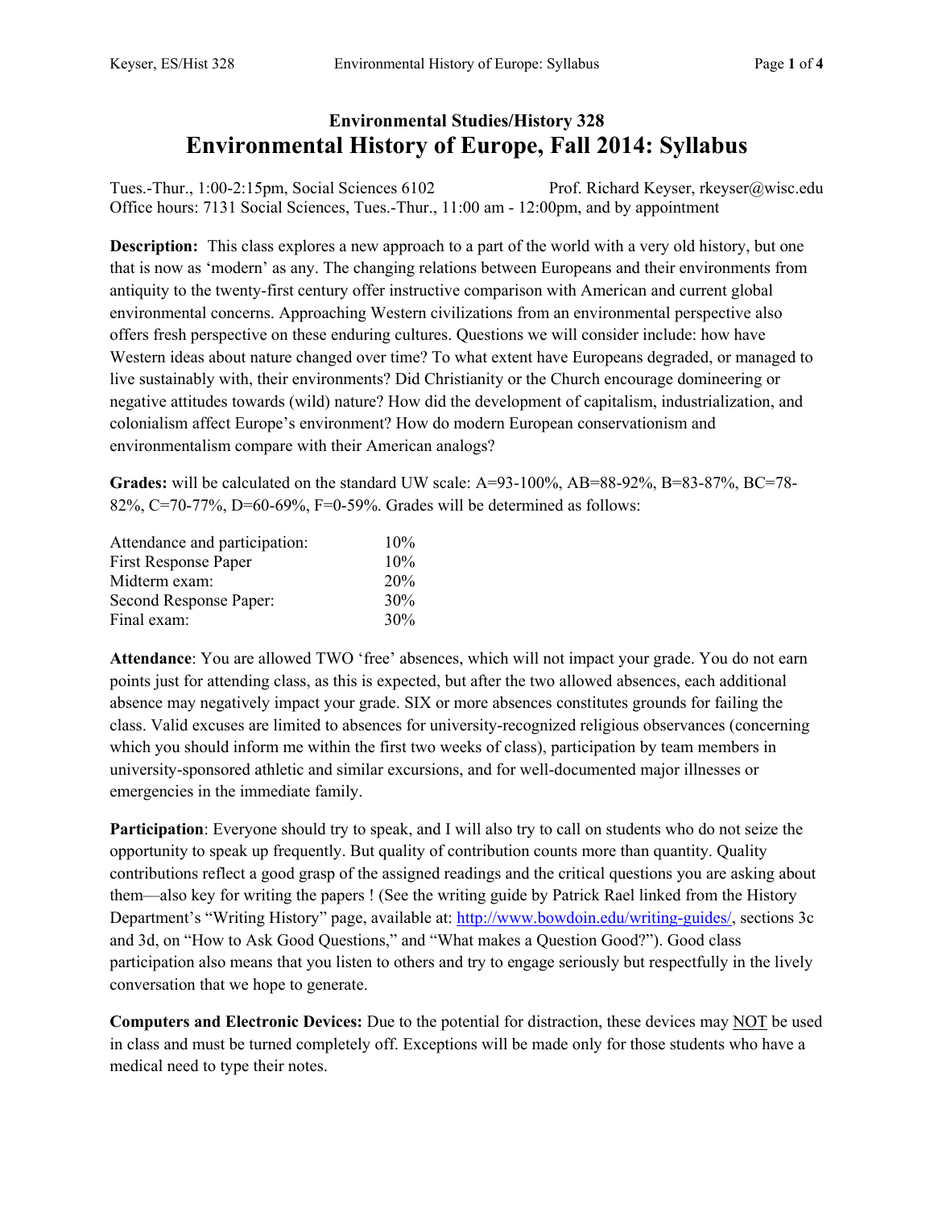## Environmental Studies/History 328

# Environmental History of Europe, Fall 2014: Syllabus

Tues.-Thur., 1:00-2:15pm, Social Sciences 6102 Prof. Richard Keyser, rkeyser@wisc.edu
Office hours: 7131 Social Sciences, Tues.-Thur., 11:00 am - 12:00pm, and by appointment

**Description:** This class explores a new approach to a part of the world with a very old history, but one that is now as 'modern' as any. The changing relations between Europeans and their environments from antiquity to the twenty-first century offer instructive comparison with American and current global environmental concerns. Approaching Western civilizations from an environmental perspective also offers fresh perspective on these enduring cultures. Questions we will consider include: how have Western ideas about nature changed over time? To what extent have Europeans degraded, or managed to live sustainably with, their environments? Did Christianity or the Church encourage domineering or negative attitudes towards (wild) nature? How did the development of capitalism, industrialization, and colonialism affect Europe's environment? How do modern European conservationism and environmentalism compare with their American analogs?

**Grades:** will be calculated on the standard UW scale: A=93-100%, AB=88-92%, B=83-87%, BC=78-82%, C=70-77%, D=60-69%, F=0-59%. Grades will be determined as follows:

| | |
|---|---|
| Attendance and participation: | 10% |
| First Response Paper | 10% |
| Midterm exam: | 20% |
| Second Response Paper: | 30% |
| Final exam: | 30% |

**Attendance**: You are allowed TWO 'free' absences, which will not impact your grade. You do not earn points just for attending class, as this is expected, but after the two allowed absences, each additional absence may negatively impact your grade. SIX or more absences constitutes grounds for failing the class. Valid excuses are limited to absences for university-recognized religious observances (concerning which you should inform me within the first two weeks of class), participation by team members in university-sponsored athletic and similar excursions, and for well-documented major illnesses or emergencies in the immediate family.

**Participation**: Everyone should try to speak, and I will also try to call on students who do not seize the opportunity to speak up frequently. But quality of contribution counts more than quantity. Quality contributions reflect a good grasp of the assigned readings and the critical questions you are asking about them—also key for writing the papers ! (See the writing guide by Patrick Rael linked from the History Department's "Writing History" page, available at: [http://www.bowdoin.edu/writing-guides/](http://www.bowdoin.edu/writing-guides/), sections 3c and 3d, on "How to Ask Good Questions," and "What makes a Question Good?"). Good class participation also means that you listen to others and try to engage seriously but respectfully in the lively conversation that we hope to generate.

**Computers and Electronic Devices:** Due to the potential for distraction, these devices may <u>NOT</u> be used in class and must be turned completely off. Exceptions will be made only for those students who have a medical need to type their notes.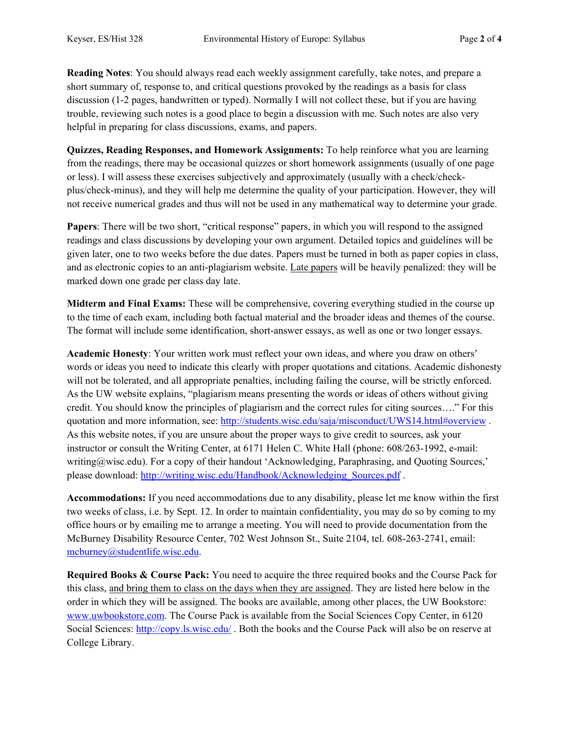**Reading Notes**: You should always read each weekly assignment carefully, take notes, and prepare a short summary of, response to, and critical questions provoked by the readings as a basis for class discussion (1-2 pages, handwritten or typed). Normally I will not collect these, but if you are having trouble, reviewing such notes is a good place to begin a discussion with me. Such notes are also very helpful in preparing for class discussions, exams, and papers.

**Quizzes, Reading Responses, and Homework Assignments:** To help reinforce what you are learning from the readings, there may be occasional quizzes or short homework assignments (usually of one page or less). I will assess these exercises subjectively and approximately (usually with a check/check-plus/check-minus), and they will help me determine the quality of your participation. However, they will not receive numerical grades and thus will not be used in any mathematical way to determine your grade.

**Papers**: There will be two short, "critical response" papers, in which you will respond to the assigned readings and class discussions by developing your own argument. Detailed topics and guidelines will be given later, one to two weeks before the due dates. Papers must be turned in both as paper copies in class, and as electronic copies to an anti-plagiarism website. <u>Late papers</u> will be heavily penalized: they will be marked down one grade per class day late.

**Midterm and Final Exams:** These will be comprehensive, covering everything studied in the course up to the time of each exam, including both factual material and the broader ideas and themes of the course. The format will include some identification, short-answer essays, as well as one or two longer essays.

**Academic Honesty**: Your written work must reflect your own ideas, and where you draw on others' words or ideas you need to indicate this clearly with proper quotations and citations. Academic dishonesty will not be tolerated, and all appropriate penalties, including failing the course, will be strictly enforced. As the UW website explains, "plagiarism means presenting the words or ideas of others without giving credit. You should know the principles of plagiarism and the correct rules for citing sources…." For this quotation and more information, see: http://students.wisc.edu/saja/misconduct/UWS14.html#overview . As this website notes, if you are unsure about the proper ways to give credit to sources, ask your instructor or consult the Writing Center, at 6171 Helen C. White Hall (phone: 608/263-1992, e-mail: writing@wisc.edu). For a copy of their handout 'Acknowledging, Paraphrasing, and Quoting Sources,' please download: http://writing.wisc.edu/Handbook/Acknowledging_Sources.pdf .

**Accommodations:** If you need accommodations due to any disability, please let me know within the first two weeks of class, i.e. by Sept. 12. In order to maintain confidentiality, you may do so by coming to my office hours or by emailing me to arrange a meeting. You will need to provide documentation from the McBurney Disability Resource Center, 702 West Johnson St., Suite 2104, tel. 608-263-2741, email: mcburney@studentlife.wisc.edu.

**Required Books & Course Pack:** You need to acquire the three required books and the Course Pack for this class, <u>and bring them to class on the days when they are assigned</u>. They are listed here below in the order in which they will be assigned. The books are available, among other places, the UW Bookstore: www.uwbookstore.com. The Course Pack is available from the Social Sciences Copy Center, in 6120 Social Sciences: http://copy.ls.wisc.edu/ . Both the books and the Course Pack will also be on reserve at College Library.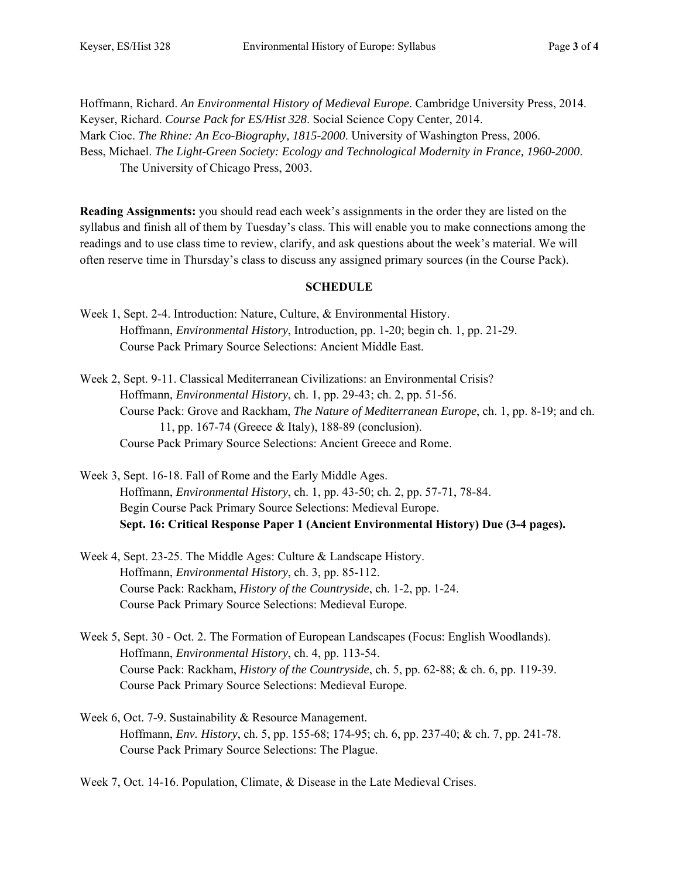Hoffmann, Richard. *An Environmental History of Medieval Europe*. Cambridge University Press, 2014.
Keyser, Richard. *Course Pack for ES/Hist 328*. Social Science Copy Center, 2014.
Mark Cioc. *The Rhine: An Eco-Biography, 1815-2000*. University of Washington Press, 2006.
Bess, Michael. *The Light-Green Society: Ecology and Technological Modernity in France, 1960-2000*. The University of Chicago Press, 2003.

**Reading Assignments:** you should read each week's assignments in the order they are listed on the syllabus and finish all of them by Tuesday's class. This will enable you to make connections among the readings and to use class time to review, clarify, and ask questions about the week's material. We will often reserve time in Thursday's class to discuss any assigned primary sources (in the Course Pack).

**SCHEDULE**

Week 1, Sept. 2-4. Introduction: Nature, Culture, & Environmental History.
 Hoffmann, *Environmental History*, Introduction, pp. 1-20; begin ch. 1, pp. 21-29.
 Course Pack Primary Source Selections: Ancient Middle East.

Week 2, Sept. 9-11. Classical Mediterranean Civilizations: an Environmental Crisis?
 Hoffmann, *Environmental History*, ch. 1, pp. 29-43; ch. 2, pp. 51-56.
 Course Pack: Grove and Rackham, *The Nature of Mediterranean Europe*, ch. 1, pp. 8-19; and ch. 11, pp. 167-74 (Greece & Italy), 188-89 (conclusion).
 Course Pack Primary Source Selections: Ancient Greece and Rome.

Week 3, Sept. 16-18. Fall of Rome and the Early Middle Ages.
 Hoffmann, *Environmental History*, ch. 1, pp. 43-50; ch. 2, pp. 57-71, 78-84.
 Begin Course Pack Primary Source Selections: Medieval Europe.
 **Sept. 16: Critical Response Paper 1 (Ancient Environmental History) Due (3-4 pages).**

Week 4, Sept. 23-25. The Middle Ages: Culture & Landscape History.
 Hoffmann, *Environmental History*, ch. 3, pp. 85-112.
 Course Pack: Rackham, *History of the Countryside*, ch. 1-2, pp. 1-24.
 Course Pack Primary Source Selections: Medieval Europe.

Week 5, Sept. 30 - Oct. 2. The Formation of European Landscapes (Focus: English Woodlands).
 Hoffmann, *Environmental History*, ch. 4, pp. 113-54.
 Course Pack: Rackham, *History of the Countryside*, ch. 5, pp. 62-88; & ch. 6, pp. 119-39.
 Course Pack Primary Source Selections: Medieval Europe.

Week 6, Oct. 7-9. Sustainability & Resource Management.
 Hoffmann, *Env. History*, ch. 5, pp. 155-68; 174-95; ch. 6, pp. 237-40; & ch. 7, pp. 241-78.
 Course Pack Primary Source Selections: The Plague.

Week 7, Oct. 14-16. Population, Climate, & Disease in the Late Medieval Crises.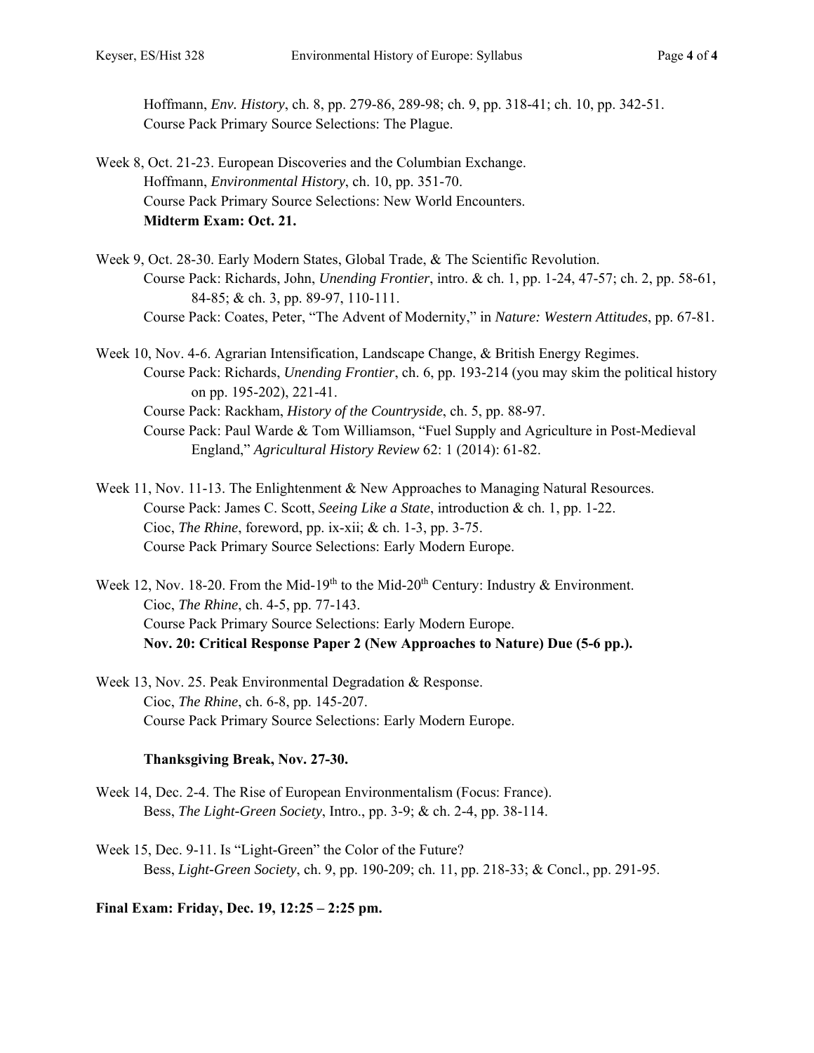Hoffmann, *Env. History*, ch. 8, pp. 279-86, 289-98; ch. 9, pp. 318-41; ch. 10, pp. 342-51.
Course Pack Primary Source Selections: The Plague.

Week 8, Oct. 21-23. European Discoveries and the Columbian Exchange.
Hoffmann, *Environmental History*, ch. 10, pp. 351-70.
Course Pack Primary Source Selections: New World Encounters.
**Midterm Exam: Oct. 21.**

Week 9, Oct. 28-30. Early Modern States, Global Trade, & The Scientific Revolution.
Course Pack: Richards, John, *Unending Frontier*, intro. & ch. 1, pp. 1-24, 47-57; ch. 2, pp. 58-61, 84-85; & ch. 3, pp. 89-97, 110-111.
Course Pack: Coates, Peter, "The Advent of Modernity," in *Nature: Western Attitudes*, pp. 67-81.

Week 10, Nov. 4-6. Agrarian Intensification, Landscape Change, & British Energy Regimes.
Course Pack: Richards, *Unending Frontier*, ch. 6, pp. 193-214 (you may skim the political history on pp. 195-202), 221-41.
Course Pack: Rackham, *History of the Countryside*, ch. 5, pp. 88-97.
Course Pack: Paul Warde & Tom Williamson, "Fuel Supply and Agriculture in Post-Medieval England," *Agricultural History Review* 62: 1 (2014): 61-82.

Week 11, Nov. 11-13. The Enlightenment & New Approaches to Managing Natural Resources.
Course Pack: James C. Scott, *Seeing Like a State*, introduction & ch. 1, pp. 1-22.
Cioc, *The Rhine*, foreword, pp. ix-xii; & ch. 1-3, pp. 3-75.
Course Pack Primary Source Selections: Early Modern Europe.

Week 12, Nov. 18-20. From the Mid-19th to the Mid-20th Century: Industry & Environment.
Cioc, *The Rhine*, ch. 4-5, pp. 77-143.
Course Pack Primary Source Selections: Early Modern Europe.
**Nov. 20: Critical Response Paper 2 (New Approaches to Nature) Due (5-6 pp.).**

Week 13, Nov. 25. Peak Environmental Degradation & Response.
Cioc, *The Rhine*, ch. 6-8, pp. 145-207.
Course Pack Primary Source Selections: Early Modern Europe.

**Thanksgiving Break, Nov. 27-30.**

Week 14, Dec. 2-4. The Rise of European Environmentalism (Focus: France).
Bess, *The Light-Green Society*, Intro., pp. 3-9; & ch. 2-4, pp. 38-114.

Week 15, Dec. 9-11. Is "Light-Green" the Color of the Future?
Bess, *Light-Green Society*, ch. 9, pp. 190-209; ch. 11, pp. 218-33; & Concl., pp. 291-95.

**Final Exam: Friday, Dec. 19, 12:25 – 2:25 pm.**